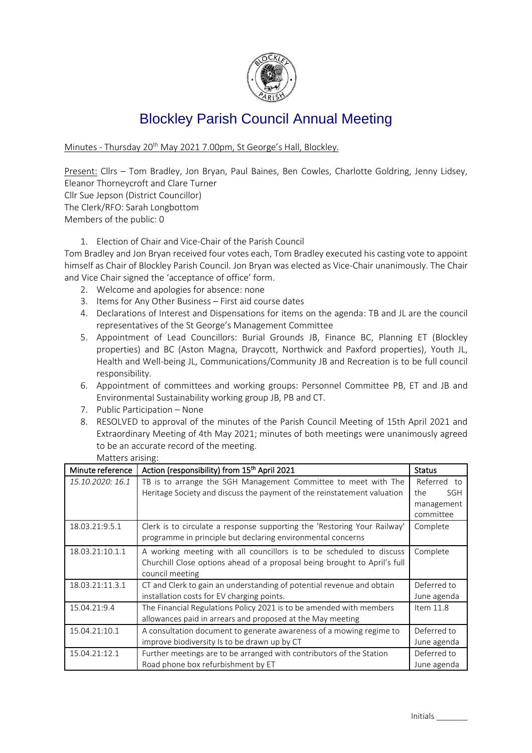# Blockley Parish Council Annual Meeting

Minutes - Thursday 20th May 2021 7.00pm, St George's Hall, Blockley.

Present: Cllrs – Tom Bradley, Jon Bryan, Paul Baines, Ben Cowles, Charlotte Goldring, Jenny Lidsey, Eleanor Thorneycroft and Clare Turner
Cllr Sue Jepson (District Councillor)
The Clerk/RFO: Sarah Longbottom
Members of the public: 0

1. Election of Chair and Vice-Chair of the Parish Council

Tom Bradley and Jon Bryan received four votes each, Tom Bradley executed his casting vote to appoint himself as Chair of Blockley Parish Council. Jon Bryan was elected as Vice-Chair unanimously. The Chair and Vice Chair signed the 'acceptance of office' form.

2. Welcome and apologies for absence: none
3. Items for Any Other Business – First aid course dates
4. Declarations of Interest and Dispensations for items on the agenda: TB and JL are the council representatives of the St George's Management Committee
5. Appointment of Lead Councillors: Burial Grounds JB, Finance BC, Planning ET (Blockley properties) and BC (Aston Magna, Draycott, Northwick and Paxford properties), Youth JL, Health and Well-being JL, Communications/Community JB and Recreation is to be full council responsibility.
6. Appointment of committees and working groups: Personnel Committee PB, ET and JB and Environmental Sustainability working group JB, PB and CT.
7. Public Participation – None
8. RESOLVED to approval of the minutes of the Parish Council Meeting of 15th April 2021 and Extraordinary Meeting of 4th May 2021; minutes of both meetings were unanimously agreed to be an accurate record of the meeting.

Matters arising:

| Minute reference | Action (responsibility) from 15th April 2021 | Status |
|---|---|---|
| *15.10.2020: 16.1* | TB is to arrange the SGH Management Committee to meet with The Heritage Society and discuss the payment of the reinstatement valuation | Referred to the SGH management committee |
| 18.03.21:9.5.1 | Clerk is to circulate a response supporting the 'Restoring Your Railway' programme in principle but declaring environmental concerns | Complete |
| 18.03.21:10.1.1 | A working meeting with all councillors is to be scheduled to discuss Churchill Close options ahead of a proposal being brought to April's full council meeting | Complete |
| 18.03.21:11.3.1 | CT and Clerk to gain an understanding of potential revenue and obtain installation costs for EV charging points. | Deferred to June agenda |
| 15.04.21:9.4 | The Financial Regulations Policy 2021 is to be amended with members allowances paid in arrears and proposed at the May meeting | Item 11.8 |
| 15.04.21:10.1 | A consultation document to generate awareness of a mowing regime to improve biodiversity Is to be drawn up by CT | Deferred to June agenda |
| 15.04.21:12.1 | Further meetings are to be arranged with contributors of the Station Road phone box refurbishment by ET | Deferred to June agenda |

Initials _______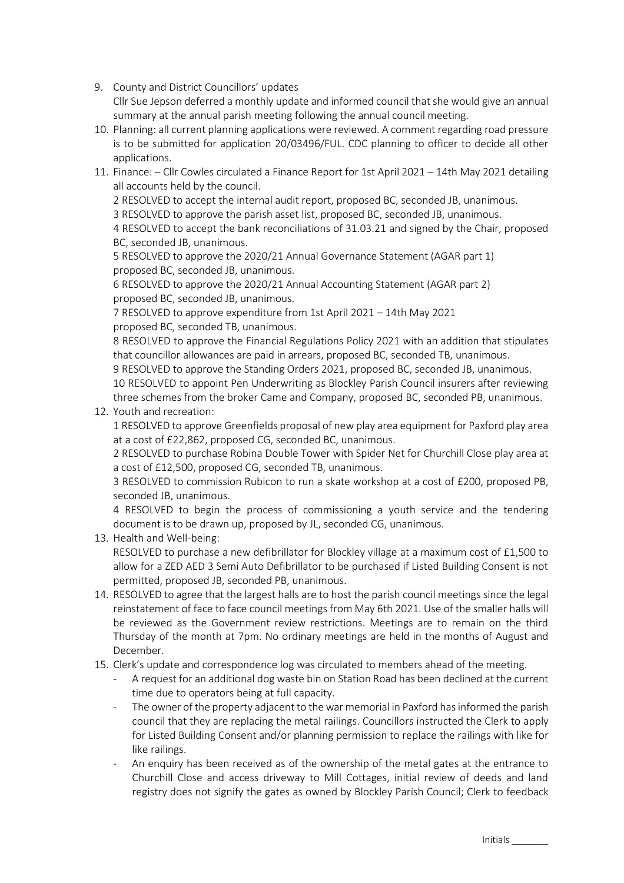9. County and District Councillors' updates
   Cllr Sue Jepson deferred a monthly update and informed council that she would give an annual summary at the annual parish meeting following the annual council meeting.
10. Planning: all current planning applications were reviewed. A comment regarding road pressure is to be submitted for application 20/03496/FUL. CDC planning to officer to decide all other applications.
11. Finance: – Cllr Cowles circulated a Finance Report for 1st April 2021 – 14th May 2021 detailing all accounts held by the council.
    2 RESOLVED to accept the internal audit report, proposed BC, seconded JB, unanimous.
    3 RESOLVED to approve the parish asset list, proposed BC, seconded JB, unanimous.
    4 RESOLVED to accept the bank reconciliations of 31.03.21 and signed by the Chair, proposed BC, seconded JB, unanimous.
    5 RESOLVED to approve the 2020/21 Annual Governance Statement (AGAR part 1) proposed BC, seconded JB, unanimous.
    6 RESOLVED to approve the 2020/21 Annual Accounting Statement (AGAR part 2) proposed BC, seconded JB, unanimous.
    7 RESOLVED to approve expenditure from 1st April 2021 – 14th May 2021 proposed BC, seconded TB, unanimous.
    8 RESOLVED to approve the Financial Regulations Policy 2021 with an addition that stipulates that councillor allowances are paid in arrears, proposed BC, seconded TB, unanimous.
    9 RESOLVED to approve the Standing Orders 2021, proposed BC, seconded JB, unanimous.
    10 RESOLVED to appoint Pen Underwriting as Blockley Parish Council insurers after reviewing three schemes from the broker Came and Company, proposed BC, seconded PB, unanimous.
12. Youth and recreation:
    1 RESOLVED to approve Greenfields proposal of new play area equipment for Paxford play area at a cost of £22,862, proposed CG, seconded BC, unanimous.
    2 RESOLVED to purchase Robina Double Tower with Spider Net for Churchill Close play area at a cost of £12,500, proposed CG, seconded TB, unanimous.
    3 RESOLVED to commission Rubicon to run a skate workshop at a cost of £200, proposed PB, seconded JB, unanimous.
    4 RESOLVED to begin the process of commissioning a youth service and the tendering document is to be drawn up, proposed by JL, seconded CG, unanimous.
13. Health and Well-being:
    RESOLVED to purchase a new defibrillator for Blockley village at a maximum cost of £1,500 to allow for a ZED AED 3 Semi Auto Defibrillator to be purchased if Listed Building Consent is not permitted, proposed JB, seconded PB, unanimous.
14. RESOLVED to agree that the largest halls are to host the parish council meetings since the legal reinstatement of face to face council meetings from May 6th 2021. Use of the smaller halls will be reviewed as the Government review restrictions. Meetings are to remain on the third Thursday of the month at 7pm. No ordinary meetings are held in the months of August and December.
15. Clerk's update and correspondence log was circulated to members ahead of the meeting.
    - A request for an additional dog waste bin on Station Road has been declined at the current time due to operators being at full capacity.
    - The owner of the property adjacent to the war memorial in Paxford has informed the parish council that they are replacing the metal railings. Councillors instructed the Clerk to apply for Listed Building Consent and/or planning permission to replace the railings with like for like railings.
    - An enquiry has been received as of the ownership of the metal gates at the entrance to Churchill Close and access driveway to Mill Cottages, initial review of deeds and land registry does not signify the gates as owned by Blockley Parish Council; Clerk to feedback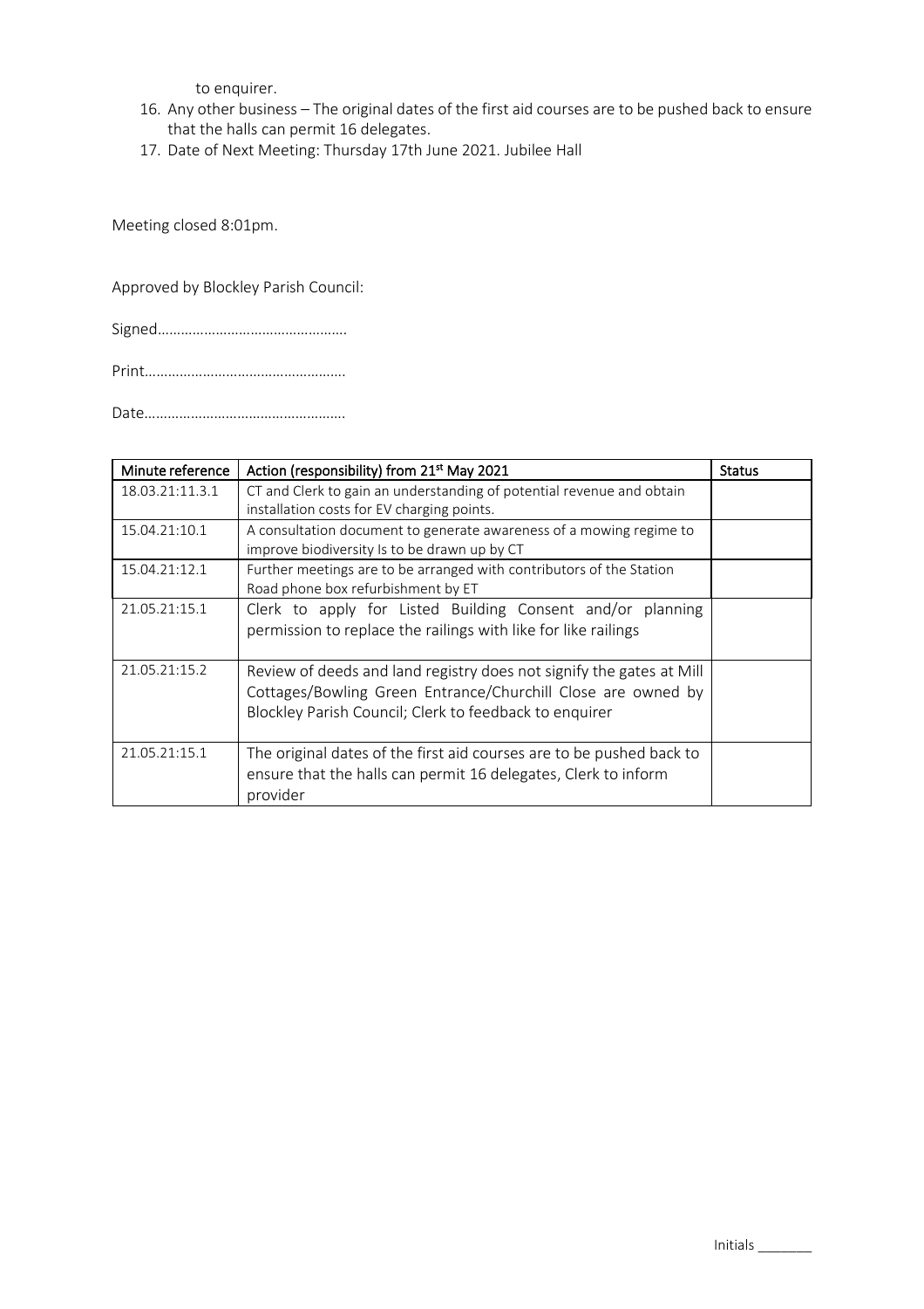to enquirer.

16. Any other business – The original dates of the first aid courses are to be pushed back to ensure that the halls can permit 16 delegates.
17. Date of Next Meeting: Thursday 17th June 2021. Jubilee Hall

Meeting closed 8:01pm.

Approved by Blockley Parish Council:

Signed………………………………………….

Print……………………………………………

Date……………………………………………

| Minute reference | Action (responsibility) from 21st May 2021 | Status |
|---|---|---|
| 18.03.21:11.3.1 | CT and Clerk to gain an understanding of potential revenue and obtain installation costs for EV charging points. | |
| 15.04.21:10.1 | A consultation document to generate awareness of a mowing regime to improve biodiversity Is to be drawn up by CT | |
| 15.04.21:12.1 | Further meetings are to be arranged with contributors of the Station Road phone box refurbishment by ET | |
| 21.05.21:15.1 | Clerk to apply for Listed Building Consent and/or planning permission to replace the railings with like for like railings | |
| 21.05.21:15.2 | Review of deeds and land registry does not signify the gates at Mill Cottages/Bowling Green Entrance/Churchill Close are owned by Blockley Parish Council; Clerk to feedback to enquirer | |
| 21.05.21:15.1 | The original dates of the first aid courses are to be pushed back to ensure that the halls can permit 16 delegates, Clerk to inform provider | |

Initials _______